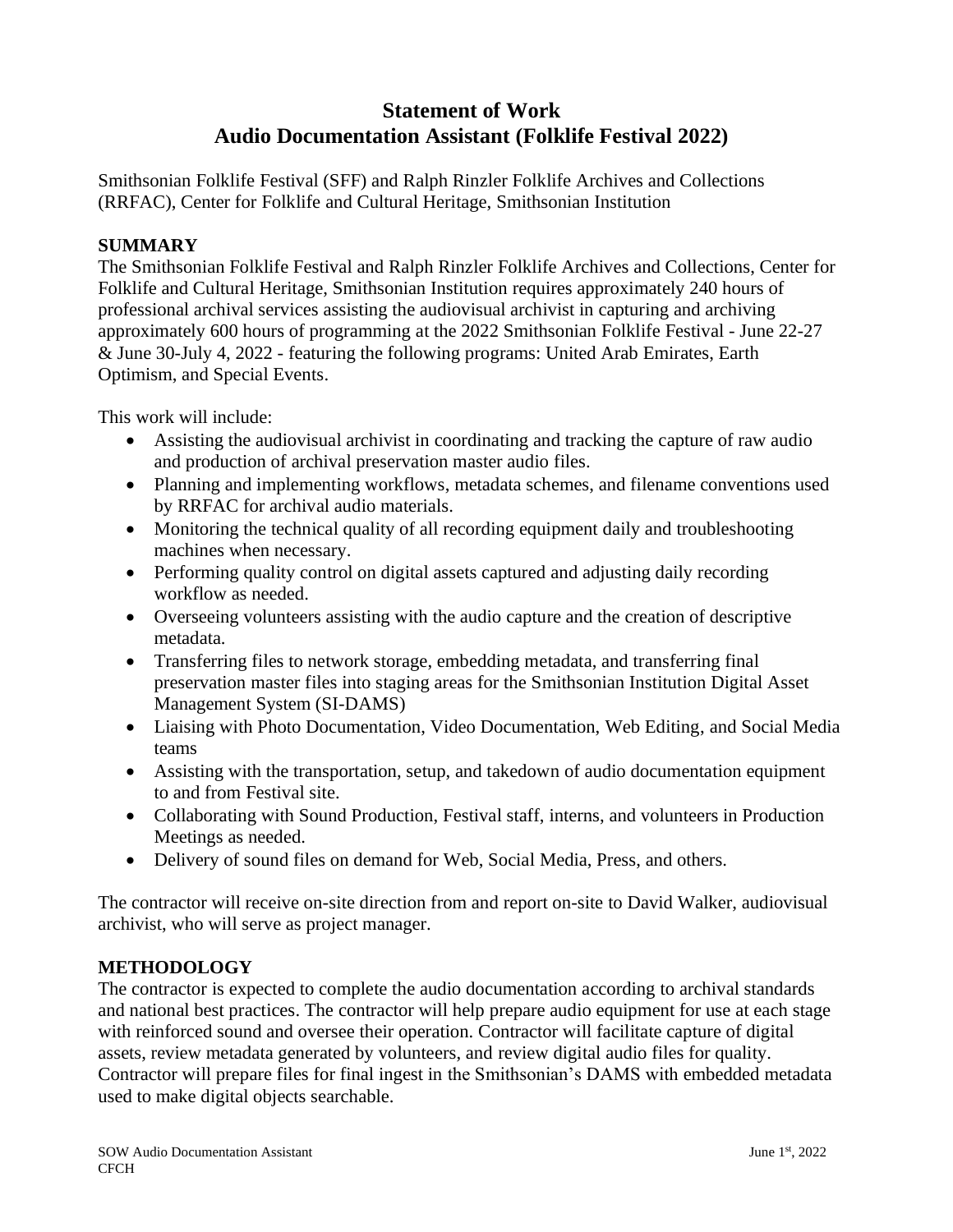# Statement of Work
# Audio Documentation Assistant (Folklife Festival 2022)

Smithsonian Folklife Festival (SFF) and Ralph Rinzler Folklife Archives and Collections (RRFAC), Center for Folklife and Cultural Heritage, Smithsonian Institution

## SUMMARY

The Smithsonian Folklife Festival and Ralph Rinzler Folklife Archives and Collections, Center for Folklife and Cultural Heritage, Smithsonian Institution requires approximately 240 hours of professional archival services assisting the audiovisual archivist in capturing and archiving approximately 600 hours of programming at the 2022 Smithsonian Folklife Festival - June 22-27 & June 30-July 4, 2022 - featuring the following programs: United Arab Emirates, Earth Optimism, and Special Events.

This work will include:

- Assisting the audiovisual archivist in coordinating and tracking the capture of raw audio and production of archival preservation master audio files.
- Planning and implementing workflows, metadata schemes, and filename conventions used by RRFAC for archival audio materials.
- Monitoring the technical quality of all recording equipment daily and troubleshooting machines when necessary.
- Performing quality control on digital assets captured and adjusting daily recording workflow as needed.
- Overseeing volunteers assisting with the audio capture and the creation of descriptive metadata.
- Transferring files to network storage, embedding metadata, and transferring final preservation master files into staging areas for the Smithsonian Institution Digital Asset Management System (SI-DAMS)
- Liaising with Photo Documentation, Video Documentation, Web Editing, and Social Media teams
- Assisting with the transportation, setup, and takedown of audio documentation equipment to and from Festival site.
- Collaborating with Sound Production, Festival staff, interns, and volunteers in Production Meetings as needed.
- Delivery of sound files on demand for Web, Social Media, Press, and others.

The contractor will receive on-site direction from and report on-site to David Walker, audiovisual archivist, who will serve as project manager.

## METHODOLOGY

The contractor is expected to complete the audio documentation according to archival standards and national best practices. The contractor will help prepare audio equipment for use at each stage with reinforced sound and oversee their operation. Contractor will facilitate capture of digital assets, review metadata generated by volunteers, and review digital audio files for quality. Contractor will prepare files for final ingest in the Smithsonian's DAMS with embedded metadata used to make digital objects searchable.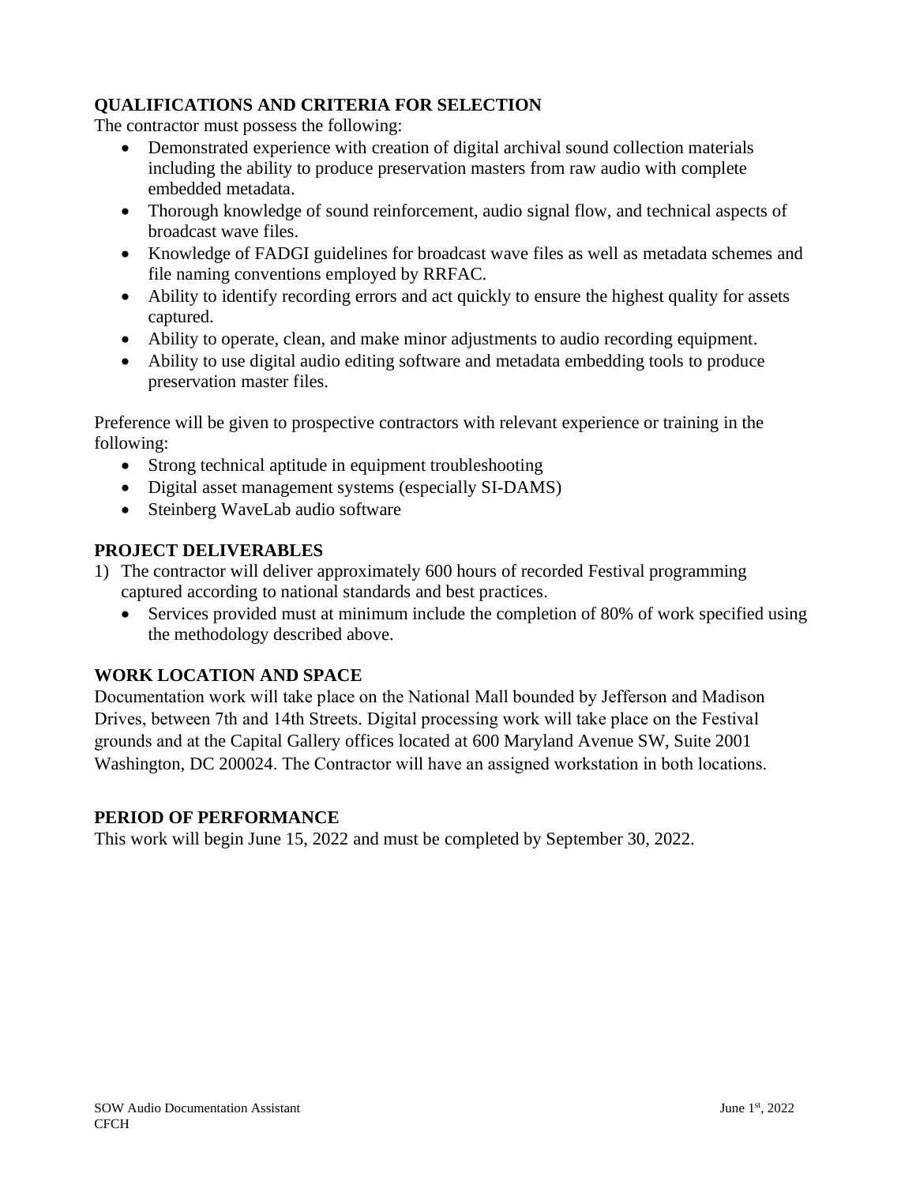## QUALIFICATIONS AND CRITERIA FOR SELECTION

The contractor must possess the following:

- Demonstrated experience with creation of digital archival sound collection materials including the ability to produce preservation masters from raw audio with complete embedded metadata.
- Thorough knowledge of sound reinforcement, audio signal flow, and technical aspects of broadcast wave files.
- Knowledge of FADGI guidelines for broadcast wave files as well as metadata schemes and file naming conventions employed by RRFAC.
- Ability to identify recording errors and act quickly to ensure the highest quality for assets captured.
- Ability to operate, clean, and make minor adjustments to audio recording equipment.
- Ability to use digital audio editing software and metadata embedding tools to produce preservation master files.

Preference will be given to prospective contractors with relevant experience or training in the following:

- Strong technical aptitude in equipment troubleshooting
- Digital asset management systems (especially SI-DAMS)
- Steinberg WaveLab audio software

## PROJECT DELIVERABLES

1) The contractor will deliver approximately 600 hours of recorded Festival programming captured according to national standards and best practices.
   - Services provided must at minimum include the completion of 80% of work specified using the methodology described above.

## WORK LOCATION AND SPACE

Documentation work will take place on the National Mall bounded by Jefferson and Madison Drives, between 7th and 14th Streets. Digital processing work will take place on the Festival grounds and at the Capital Gallery offices located at 600 Maryland Avenue SW, Suite 2001 Washington, DC 200024. The Contractor will have an assigned workstation in both locations.

## PERIOD OF PERFORMANCE

This work will begin June 15, 2022 and must be completed by September 30, 2022.